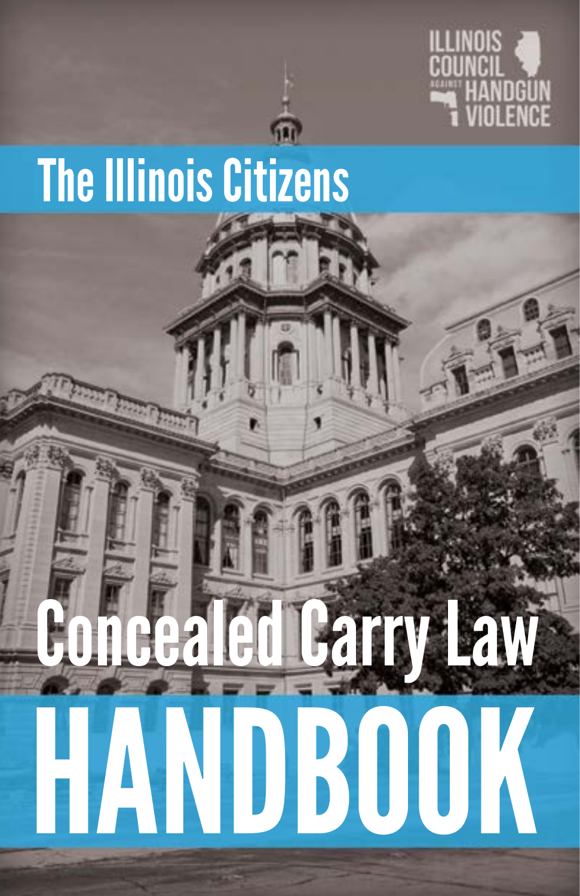ILLINOIS COUNCIL AGAINST HANDGUN VIOLENCE

# The Illinois Citizens

# Concealed Carry Law

# HANDBOOK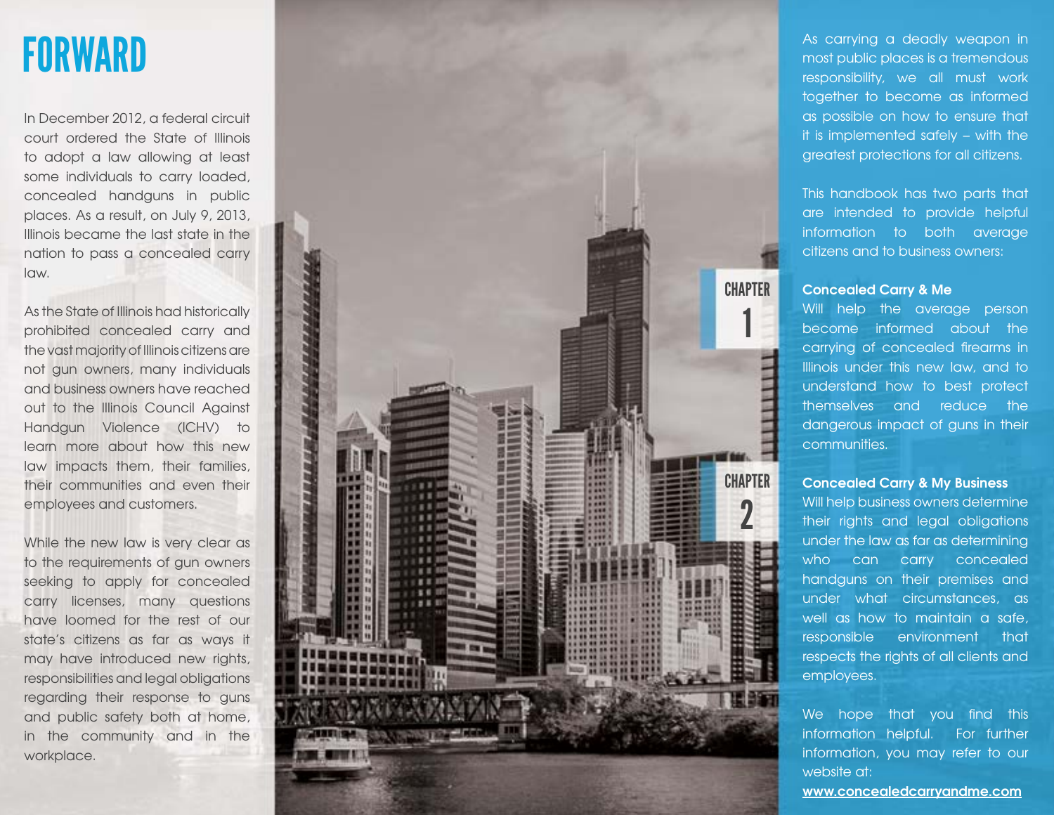# FORWARD

In December 2012, a federal circuit court ordered the State of Illinois to adopt a law allowing at least some individuals to carry loaded, concealed handguns in public places. As a result, on July 9, 2013, Illinois became the last state in the nation to pass a concealed carry law.

As the State of Illinois had historically prohibited concealed carry and the vast majority of Illinois citizens are not gun owners, many individuals and business owners have reached out to the Illinois Council Against Handgun Violence (ICHV) to learn more about how this new law impacts them, their families, their communities and even their employees and customers.

While the new law is very clear as to the requirements of gun owners seeking to apply for concealed carry licenses, many questions have loomed for the rest of our state's citizens as far as ways it may have introduced new rights, responsibilities and legal obligations regarding their response to guns and public safety both at home, in the community and in the workplace.

As carrying a deadly weapon in most public places is a tremendous responsibility, we all must work together to become as informed as possible on how to ensure that it is implemented safely – with the greatest protections for all citizens.

This handbook has two parts that are intended to provide helpful information to both average citizens and to business owners:

CHAPTER 1

**Concealed Carry & Me**
Will help the average person become informed about the carrying of concealed firearms in Illinois under this new law, and to understand how to best protect themselves and reduce the dangerous impact of guns in their communities.

CHAPTER 2

**Concealed Carry & My Business**
Will help business owners determine their rights and legal obligations under the law as far as determining who can carry concealed handguns on their premises and under what circumstances, as well as how to maintain a safe, responsible environment that respects the rights of all clients and employees.

We hope that you find this information helpful. For further information, you may refer to our website at:
www.concealedcarryandme.com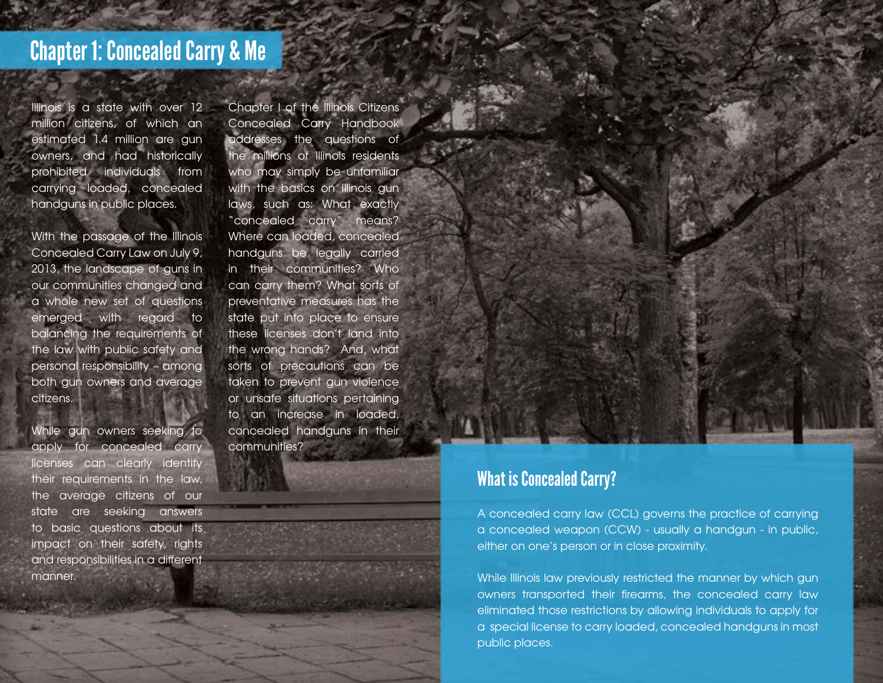# Chapter 1: Concealed Carry & Me

Illinois is a state with over 12 million citizens, of which an estimated 1.4 million are gun owners, and had historically prohibited individuals from carrying loaded, concealed handguns in public places.

With the passage of the Illinois Concealed Carry Law on July 9, 2013, the landscape of guns in our communities changed and a whole new set of questions emerged with regard to balancing the requirements of the law with public safety and personal responsibility – among both gun owners and average citizens.

While gun owners seeking to apply for concealed carry licenses can clearly identify their requirements in the law, the average citizens of our state are seeking answers to basic questions about its impact on their safety, rights and responsibilities in a different manner.

Chapter I of the Illinois Citizens Concealed Carry Handbook addresses the questions of the millions of Illinois residents who may simply be unfamiliar with the basics on Illinois gun laws, such as: What exactly "concealed carry" means? Where can loaded, concealed handguns be legally carried in their communities? Who can carry them? What sorts of preventative measures has the state put into place to ensure these licenses don't land into the wrong hands? And, what sorts of precautions can be taken to prevent gun violence or unsafe situations pertaining to an increase in loaded, concealed handguns in their communities?

## What is Concealed Carry?

A concealed carry law (CCL) governs the practice of carrying a concealed weapon (CCW) - usually a handgun - in public, either on one's person or in close proximity.

While Illinois law previously restricted the manner by which gun owners transported their firearms, the concealed carry law eliminated those restrictions by allowing individuals to apply for a special license to carry loaded, concealed handguns in most public places.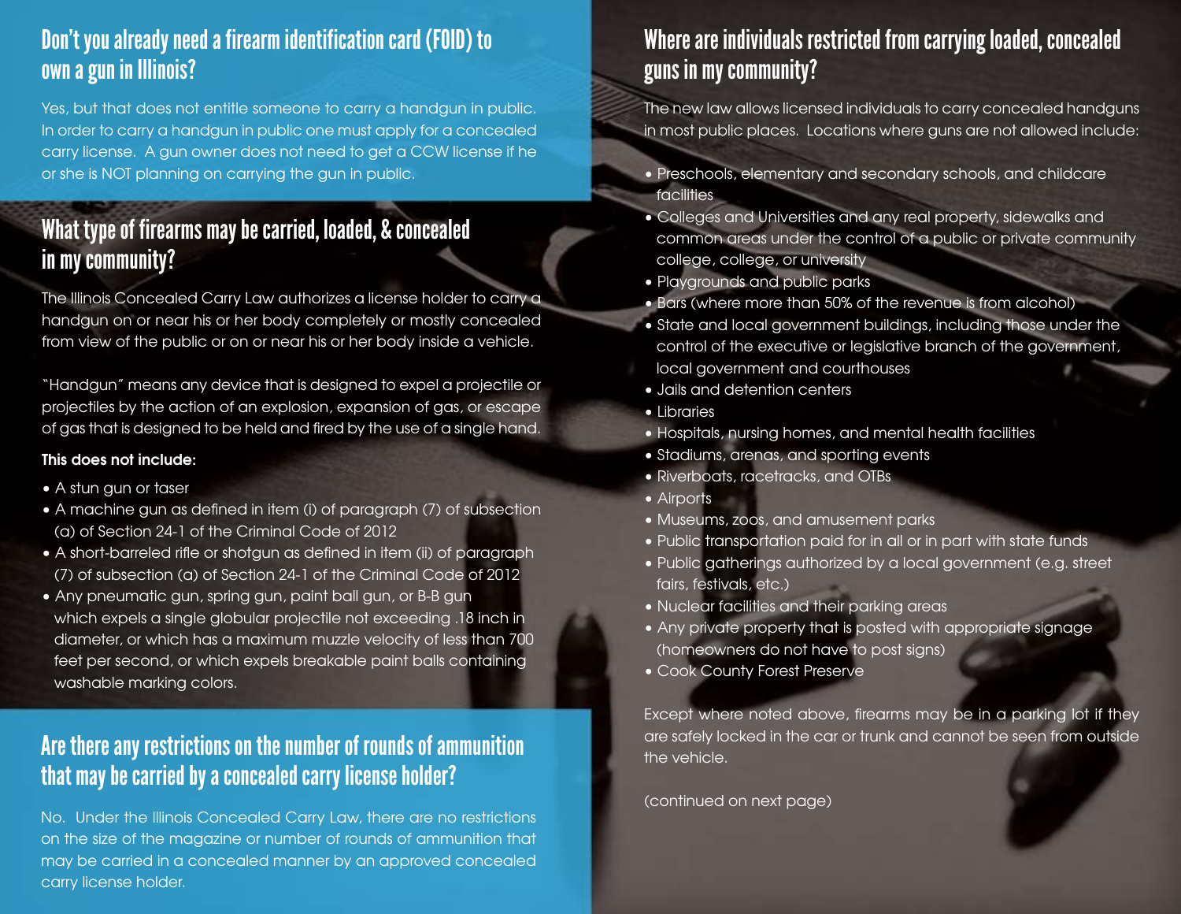## Don't you already need a firearm identification card (FOID) to own a gun in Illinois?

Yes, but that does not entitle someone to carry a handgun in public. In order to carry a handgun in public one must apply for a concealed carry license. A gun owner does not need to get a CCW license if he or she is NOT planning on carrying the gun in public.

## What type of firearms may be carried, loaded, & concealed in my community?

The Illinois Concealed Carry Law authorizes a license holder to carry a handgun on or near his or her body completely or mostly concealed from view of the public or on or near his or her body inside a vehicle.

"Handgun" means any device that is designed to expel a projectile or projectiles by the action of an explosion, expansion of gas, or escape of gas that is designed to be held and fired by the use of a single hand.

**This does not include:**

- A stun gun or taser
- A machine gun as defined in item (i) of paragraph (7) of subsection (a) of Section 24-1 of the Criminal Code of 2012
- A short-barreled rifle or shotgun as defined in item (ii) of paragraph (7) of subsection (a) of Section 24-1 of the Criminal Code of 2012
- Any pneumatic gun, spring gun, paint ball gun, or B-B gun which expels a single globular projectile not exceeding .18 inch in diameter, or which has a maximum muzzle velocity of less than 700 feet per second, or which expels breakable paint balls containing washable marking colors.

## Are there any restrictions on the number of rounds of ammunition that may be carried by a concealed carry license holder?

No. Under the Illinois Concealed Carry Law, there are no restrictions on the size of the magazine or number of rounds of ammunition that may be carried in a concealed manner by an approved concealed carry license holder.

## Where are individuals restricted from carrying loaded, concealed guns in my community?

The new law allows licensed individuals to carry concealed handguns in most public places. Locations where guns are not allowed include:

- Preschools, elementary and secondary schools, and childcare facilities
- Colleges and Universities and any real property, sidewalks and common areas under the control of a public or private community college, college, or university
- Playgrounds and public parks
- Bars (where more than 50% of the revenue is from alcohol)
- State and local government buildings, including those under the control of the executive or legislative branch of the government, local government and courthouses
- Jails and detention centers
- Libraries
- Hospitals, nursing homes, and mental health facilities
- Stadiums, arenas, and sporting events
- Riverboats, racetracks, and OTBs
- Airports
- Museums, zoos, and amusement parks
- Public transportation paid for in all or in part with state funds
- Public gatherings authorized by a local government (e.g. street fairs, festivals, etc.)
- Nuclear facilities and their parking areas
- Any private property that is posted with appropriate signage (homeowners do not have to post signs)
- Cook County Forest Preserve

Except where noted above, firearms may be in a parking lot if they are safely locked in the car or trunk and cannot be seen from outside the vehicle.

(continued on next page)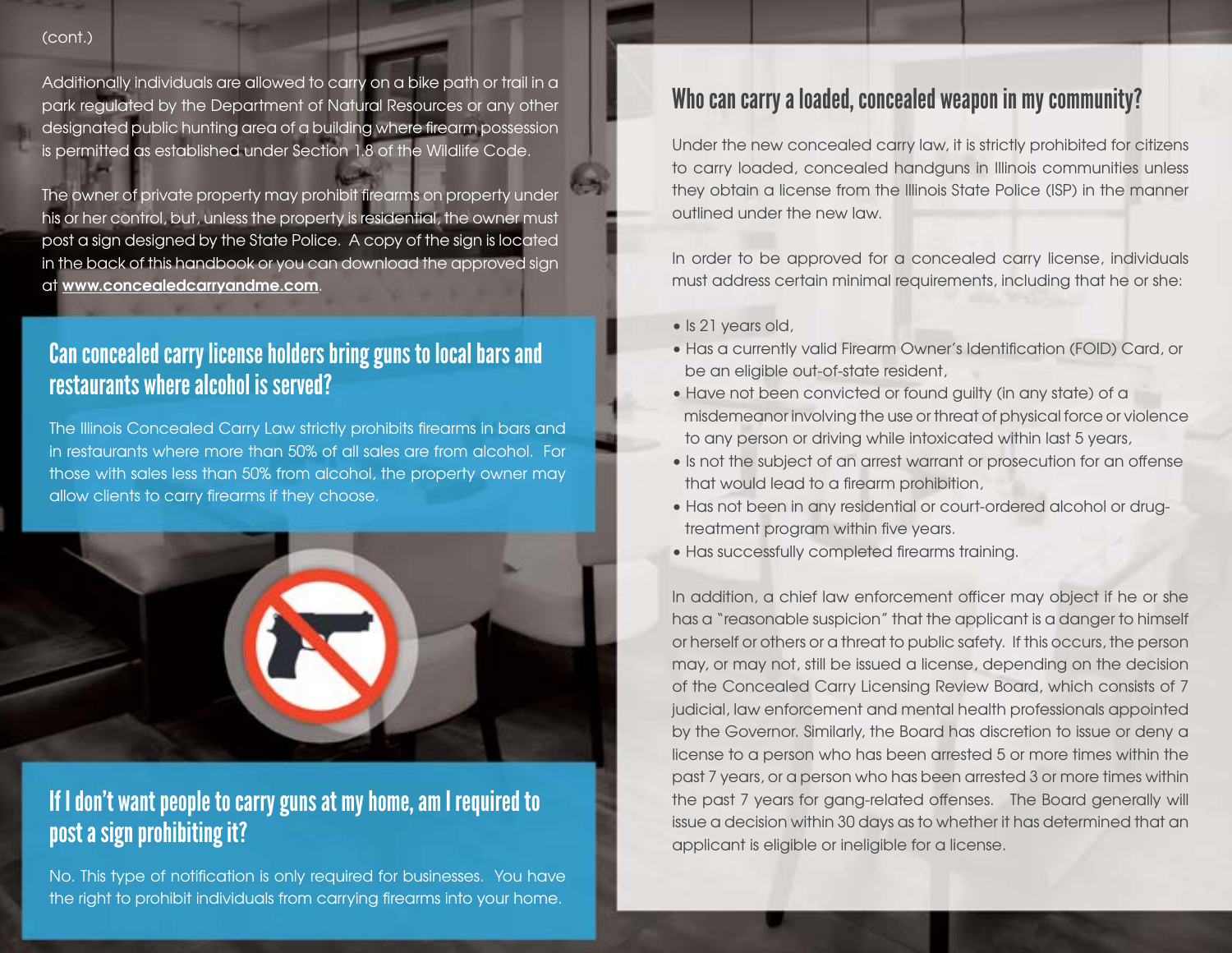(cont.)

Additionally individuals are allowed to carry on a bike path or trail in a park regulated by the Department of Natural Resources or any other designated public hunting area of a building where firearm possession is permitted as established under Section 1.8 of the Wildlife Code.

The owner of private property may prohibit firearms on property under his or her control, but, unless the property is residential, the owner must post a sign designed by the State Police. A copy of the sign is located in the back of this handbook or you can download the approved sign at **www.concealedcarryandme.com**.

## Can concealed carry license holders bring guns to local bars and restaurants where alcohol is served?

The Illinois Concealed Carry Law strictly prohibits firearms in bars and in restaurants where more than 50% of all sales are from alcohol. For those with sales less than 50% from alcohol, the property owner may allow clients to carry firearms if they choose.

## If I don't want people to carry guns at my home, am I required to post a sign prohibiting it?

No. This type of notification is only required for businesses. You have the right to prohibit individuals from carrying firearms into your home.

## Who can carry a loaded, concealed weapon in my community?

Under the new concealed carry law, it is strictly prohibited for citizens to carry loaded, concealed handguns in Illinois communities unless they obtain a license from the Illinois State Police (ISP) in the manner outlined under the new law.

In order to be approved for a concealed carry license, individuals must address certain minimal requirements, including that he or she:

- Is 21 years old,
- Has a currently valid Firearm Owner's Identification (FOID) Card, or be an eligible out-of-state resident,
- Have not been convicted or found guilty (in any state) of a misdemeanor involving the use or threat of physical force or violence to any person or driving while intoxicated within last 5 years,
- Is not the subject of an arrest warrant or prosecution for an offense that would lead to a firearm prohibition,
- Has not been in any residential or court-ordered alcohol or drug-treatment program within five years.
- Has successfully completed firearms training.

In addition, a chief law enforcement officer may object if he or she has a "reasonable suspicion" that the applicant is a danger to himself or herself or others or a threat to public safety. If this occurs, the person may, or may not, still be issued a license, depending on the decision of the Concealed Carry Licensing Review Board, which consists of 7 judicial, law enforcement and mental health professionals appointed by the Governor. Similarly, the Board has discretion to issue or deny a license to a person who has been arrested 5 or more times within the past 7 years, or a person who has been arrested 3 or more times within the past 7 years for gang-related offenses. The Board generally will issue a decision within 30 days as to whether it has determined that an applicant is eligible or ineligible for a license.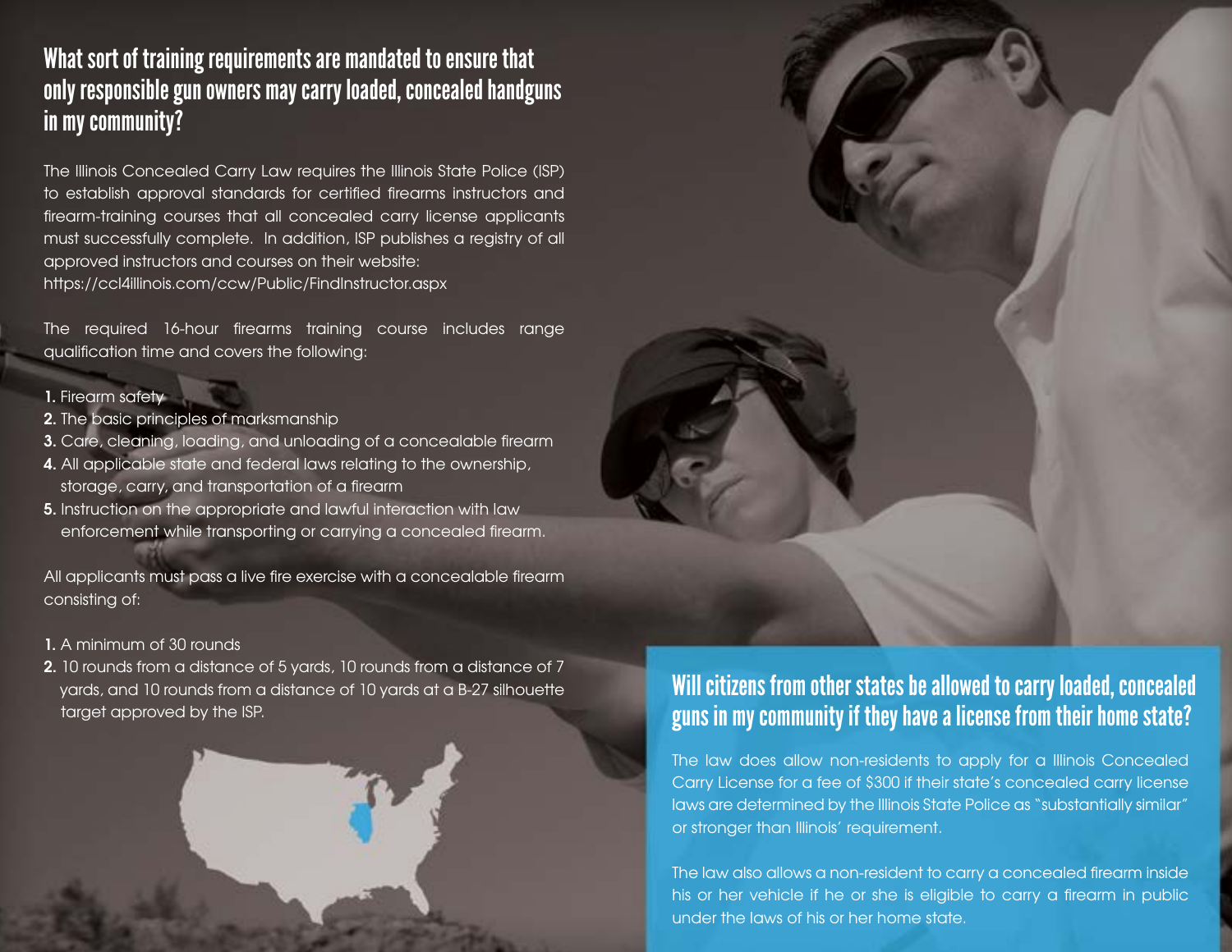## What sort of training requirements are mandated to ensure that only responsible gun owners may carry loaded, concealed handguns in my community?

The Illinois Concealed Carry Law requires the Illinois State Police (ISP) to establish approval standards for certified firearms instructors and firearm-training courses that all concealed carry license applicants must successfully complete. In addition, ISP publishes a registry of all approved instructors and courses on their website: https://ccl4illinois.com/ccw/Public/FindInstructor.aspx

The required 16-hour firearms training course includes range qualification time and covers the following:

1. Firearm safety
2. The basic principles of marksmanship
3. Care, cleaning, loading, and unloading of a concealable firearm
4. All applicable state and federal laws relating to the ownership, storage, carry, and transportation of a firearm
5. Instruction on the appropriate and lawful interaction with law enforcement while transporting or carrying a concealed firearm.

All applicants must pass a live fire exercise with a concealable firearm consisting of:

1. A minimum of 30 rounds
2. 10 rounds from a distance of 5 yards, 10 rounds from a distance of 7 yards, and 10 rounds from a distance of 10 yards at a B-27 silhouette target approved by the ISP.

## Will citizens from other states be allowed to carry loaded, concealed guns in my community if they have a license from their home state?

The law does allow non-residents to apply for a Illinois Concealed Carry License for a fee of $300 if their state's concealed carry license laws are determined by the Illinois State Police as "substantially similar" or stronger than Illinois' requirement.

The law also allows a non-resident to carry a concealed firearm inside his or her vehicle if he or she is eligible to carry a firearm in public under the laws of his or her home state.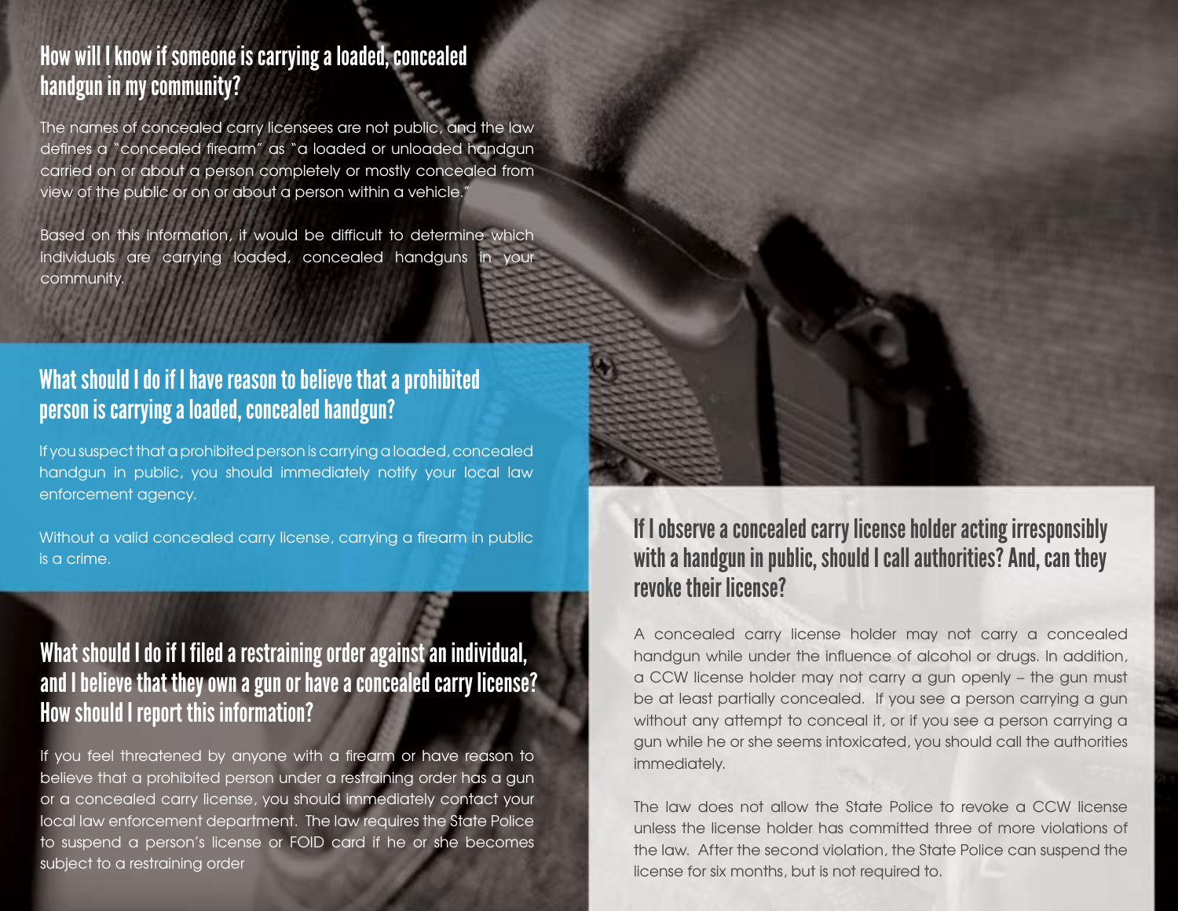## How will I know if someone is carrying a loaded, concealed handgun in my community?

The names of concealed carry licensees are not public, and the law defines a "concealed firearm" as "a loaded or unloaded handgun carried on or about a person completely or mostly concealed from view of the public or on or about a person within a vehicle."

Based on this information, it would be difficult to determine which individuals are carrying loaded, concealed handguns in your community.

## What should I do if I have reason to believe that a prohibited person is carrying a loaded, concealed handgun?

If you suspect that a prohibited person is carrying a loaded, concealed handgun in public, you should immediately notify your local law enforcement agency.

Without a valid concealed carry license, carrying a firearm in public is a crime.

## What should I do if I filed a restraining order against an individual, and I believe that they own a gun or have a concealed carry license? How should I report this information?

If you feel threatened by anyone with a firearm or have reason to believe that a prohibited person under a restraining order has a gun or a concealed carry license, you should immediately contact your local law enforcement department. The law requires the State Police to suspend a person's license or FOID card if he or she becomes subject to a restraining order

## If I observe a concealed carry license holder acting irresponsibly with a handgun in public, should I call authorities? And, can they revoke their license?

A concealed carry license holder may not carry a concealed handgun while under the influence of alcohol or drugs. In addition, a CCW license holder may not carry a gun openly – the gun must be at least partially concealed. If you see a person carrying a gun without any attempt to conceal it, or if you see a person carrying a gun while he or she seems intoxicated, you should call the authorities immediately.

The law does not allow the State Police to revoke a CCW license unless the license holder has committed three of more violations of the law. After the second violation, the State Police can suspend the license for six months, but is not required to.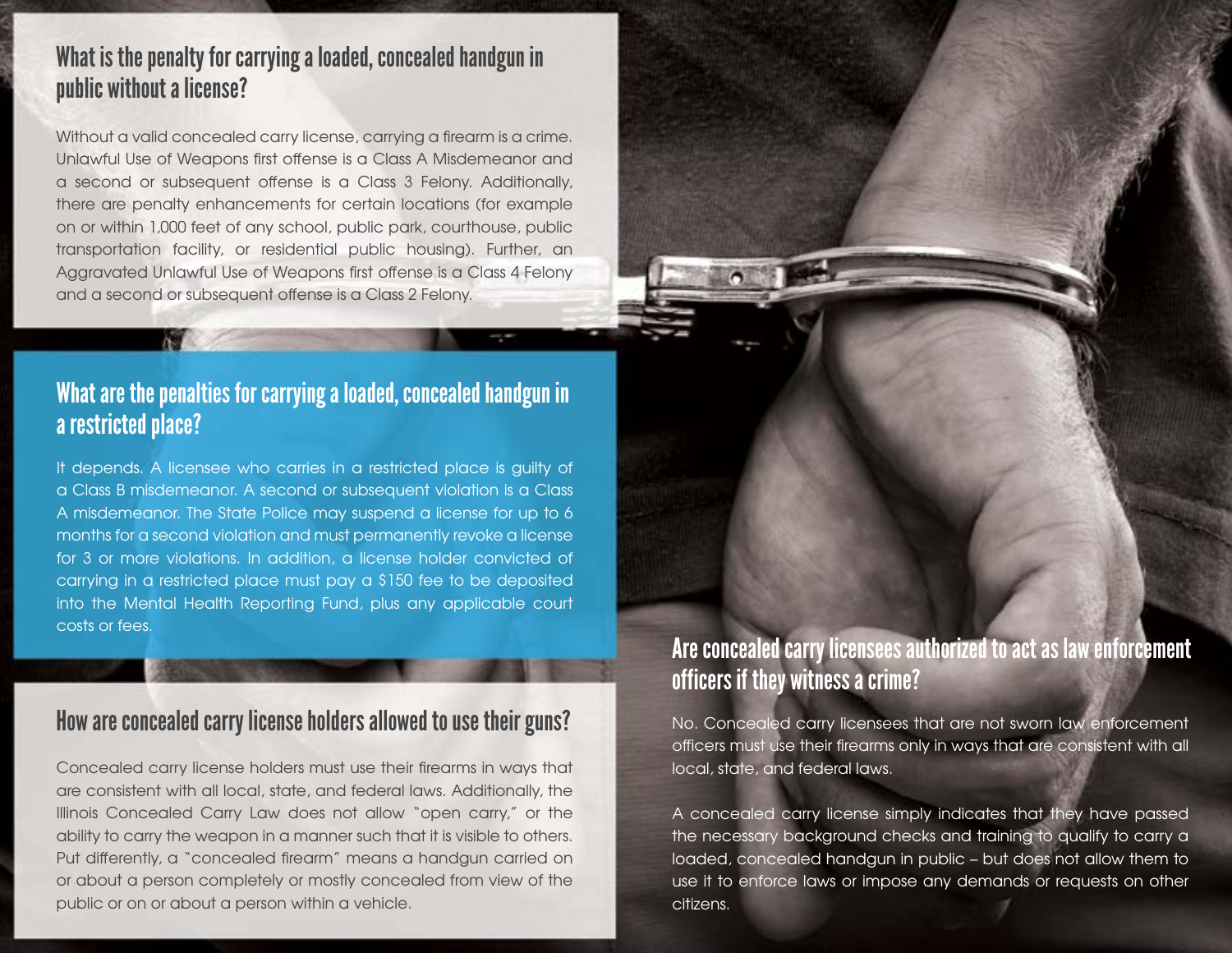## What is the penalty for carrying a loaded, concealed handgun in public without a license?

Without a valid concealed carry license, carrying a firearm is a crime. Unlawful Use of Weapons first offense is a Class A Misdemeanor and a second or subsequent offense is a Class 3 Felony. Additionally, there are penalty enhancements for certain locations (for example on or within 1,000 feet of any school, public park, courthouse, public transportation facility, or residential public housing). Further, an Aggravated Unlawful Use of Weapons first offense is a Class 4 Felony and a second or subsequent offense is a Class 2 Felony.

## What are the penalties for carrying a loaded, concealed handgun in a restricted place?

It depends. A licensee who carries in a restricted place is guilty of a Class B misdemeanor. A second or subsequent violation is a Class A misdemeanor. The State Police may suspend a license for up to 6 months for a second violation and must permanently revoke a license for 3 or more violations. In addition, a license holder convicted of carrying in a restricted place must pay a $150 fee to be deposited into the Mental Health Reporting Fund, plus any applicable court costs or fees.

## How are concealed carry license holders allowed to use their guns?

Concealed carry license holders must use their firearms in ways that are consistent with all local, state, and federal laws. Additionally, the Illinois Concealed Carry Law does not allow "open carry," or the ability to carry the weapon in a manner such that it is visible to others. Put differently, a "concealed firearm" means a handgun carried on or about a person completely or mostly concealed from view of the public or on or about a person within a vehicle.

## Are concealed carry licensees authorized to act as law enforcement officers if they witness a crime?

No. Concealed carry licensees that are not sworn law enforcement officers must use their firearms only in ways that are consistent with all local, state, and federal laws.

A concealed carry license simply indicates that they have passed the necessary background checks and training to qualify to carry a loaded, concealed handgun in public – but does not allow them to use it to enforce laws or impose any demands or requests on other citizens.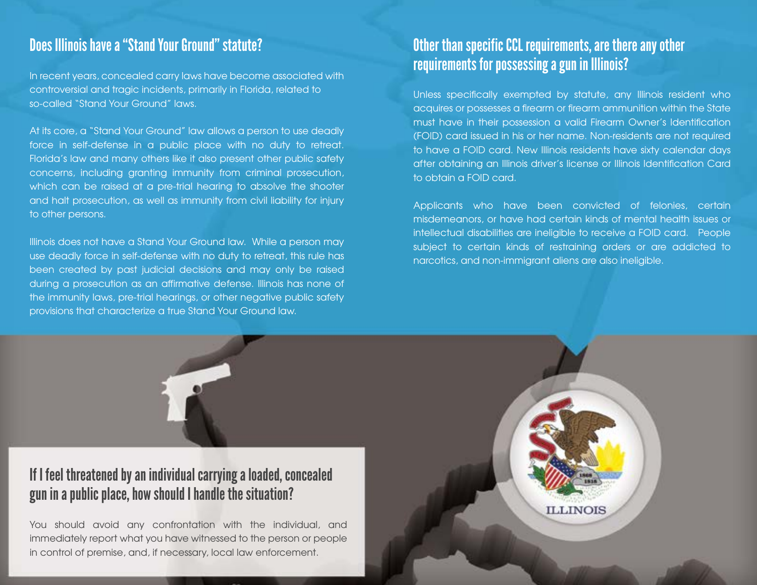## Does Illinois have a "Stand Your Ground" statute?

In recent years, concealed carry laws have become associated with controversial and tragic incidents, primarily in Florida, related to so-called "Stand Your Ground" laws.

At its core, a "Stand Your Ground" law allows a person to use deadly force in self-defense in a public place with no duty to retreat. Florida's law and many others like it also present other public safety concerns, including granting immunity from criminal prosecution, which can be raised at a pre-trial hearing to absolve the shooter and halt prosecution, as well as immunity from civil liability for injury to other persons.

Illinois does not have a Stand Your Ground law. While a person may use deadly force in self-defense with no duty to retreat, this rule has been created by past judicial decisions and may only be raised during a prosecution as an affirmative defense. Illinois has none of the immunity laws, pre-trial hearings, or other negative public safety provisions that characterize a true Stand Your Ground law.

## Other than specific CCL requirements, are there any other requirements for possessing a gun in Illinois?

Unless specifically exempted by statute, any Illinois resident who acquires or possesses a firearm or firearm ammunition within the State must have in their possession a valid Firearm Owner's Identification (FOID) card issued in his or her name. Non-residents are not required to have a FOID card. New Illinois residents have sixty calendar days after obtaining an Illinois driver's license or Illinois Identification Card to obtain a FOID card.

Applicants who have been convicted of felonies, certain misdemeanors, or have had certain kinds of mental health issues or intellectual disabilities are ineligible to receive a FOID card. People subject to certain kinds of restraining orders or are addicted to narcotics, and non-immigrant aliens are also ineligible.

## If I feel threatened by an individual carrying a loaded, concealed gun in a public place, how should I handle the situation?

You should avoid any confrontation with the individual, and immediately report what you have witnessed to the person or people in control of premise, and, if necessary, local law enforcement.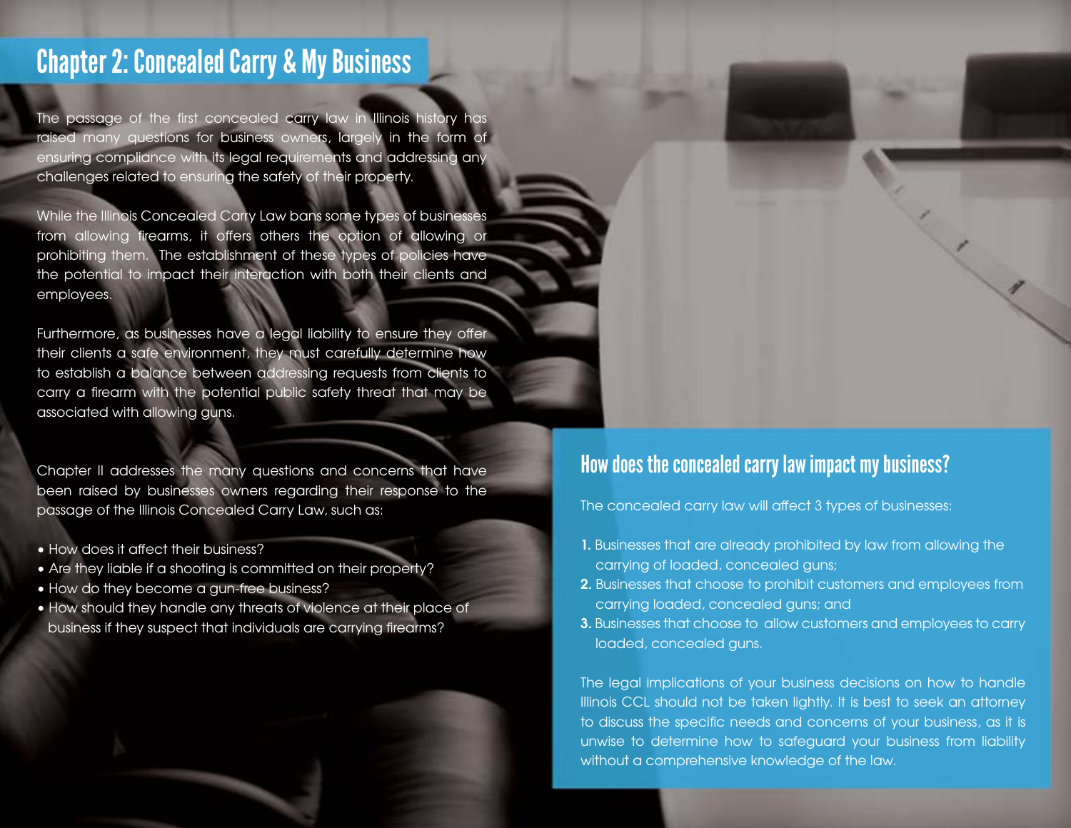# Chapter 2: Concealed Carry & My Business

The passage of the first concealed carry law in Illinois history has raised many questions for business owners, largely in the form of ensuring compliance with its legal requirements and addressing any challenges related to ensuring the safety of their property.

While the Illinois Concealed Carry Law bans some types of businesses from allowing firearms, it offers others the option of allowing or prohibiting them. The establishment of these types of policies have the potential to impact their interaction with both their clients and employees.

Furthermore, as businesses have a legal liability to ensure they offer their clients a safe environment, they must carefully determine how to establish a balance between addressing requests from clients to carry a firearm with the potential public safety threat that may be associated with allowing guns.

Chapter II addresses the many questions and concerns that have been raised by businesses owners regarding their response to the passage of the Illinois Concealed Carry Law, such as:

- How does it affect their business?
- Are they liable if a shooting is committed on their property?
- How do they become a gun-free business?
- How should they handle any threats of violence at their place of business if they suspect that individuals are carrying firearms?

## How does the concealed carry law impact my business?

The concealed carry law will affect 3 types of businesses:

1. Businesses that are already prohibited by law from allowing the carrying of loaded, concealed guns;
2. Businesses that choose to prohibit customers and employees from carrying loaded, concealed guns; and
3. Businesses that choose to allow customers and employees to carry loaded, concealed guns.

The legal implications of your business decisions on how to handle Illinois CCL should not be taken lightly. It is best to seek an attorney to discuss the specific needs and concerns of your business, as it is unwise to determine how to safeguard your business from liability without a comprehensive knowledge of the law.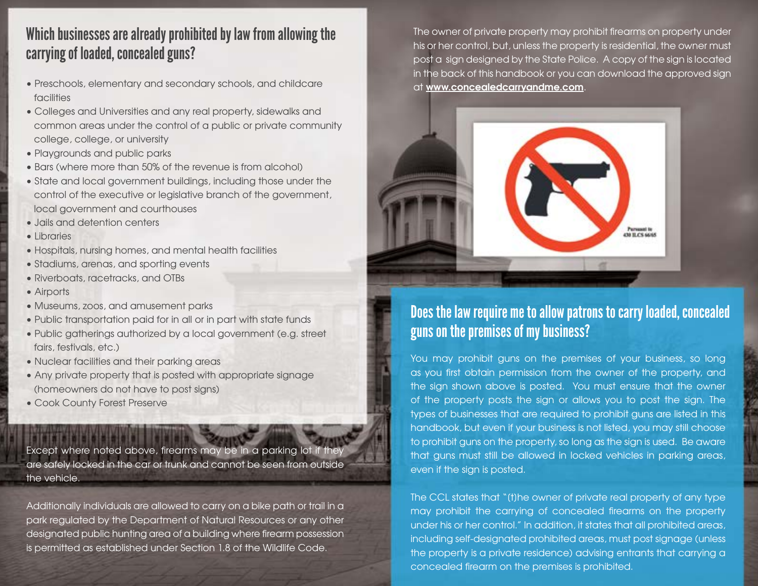## Which businesses are already prohibited by law from allowing the carrying of loaded, concealed guns?

- Preschools, elementary and secondary schools, and childcare facilities
- Colleges and Universities and any real property, sidewalks and common areas under the control of a public or private community college, college, or university
- Playgrounds and public parks
- Bars (where more than 50% of the revenue is from alcohol)
- State and local government buildings, including those under the control of the executive or legislative branch of the government, local government and courthouses
- Jails and detention centers
- Libraries
- Hospitals, nursing homes, and mental health facilities
- Stadiums, arenas, and sporting events
- Riverboats, racetracks, and OTBs
- Airports
- Museums, zoos, and amusement parks
- Public transportation paid for in all or in part with state funds
- Public gatherings authorized by a local government (e.g. street fairs, festivals, etc.)
- Nuclear facilities and their parking areas
- Any private property that is posted with appropriate signage (homeowners do not have to post signs)
- Cook County Forest Preserve

Except where noted above, firearms may be in a parking lot if they are safely locked in the car or trunk and cannot be seen from outside the vehicle.

Additionally individuals are allowed to carry on a bike path or trail in a park regulated by the Department of Natural Resources or any other designated public hunting area of a building where firearm possession is permitted as established under Section 1.8 of the Wildlife Code.

The owner of private property may prohibit firearms on property under his or her control, but, unless the property is residential, the owner must post a sign designed by the State Police. A copy of the sign is located in the back of this handbook or you can download the approved sign at **www.concealedcarryandme.com**.

Pursuant to 430 ILCS 66/65

## Does the law require me to allow patrons to carry loaded, concealed guns on the premises of my business?

You may prohibit guns on the premises of your business, so long as you first obtain permission from the owner of the property, and the sign shown above is posted. You must ensure that the owner of the property posts the sign or allows you to post the sign. The types of businesses that are required to prohibit guns are listed in this handbook, but even if your business is not listed, you may still choose to prohibit guns on the property, so long as the sign is used. Be aware that guns must still be allowed in locked vehicles in parking areas, even if the sign is posted.

The CCL states that "(t)he owner of private real property of any type may prohibit the carrying of concealed firearms on the property under his or her control." In addition, it states that all prohibited areas, including self-designated prohibited areas, must post signage (unless the property is a private residence) advising entrants that carrying a concealed firearm on the premises is prohibited.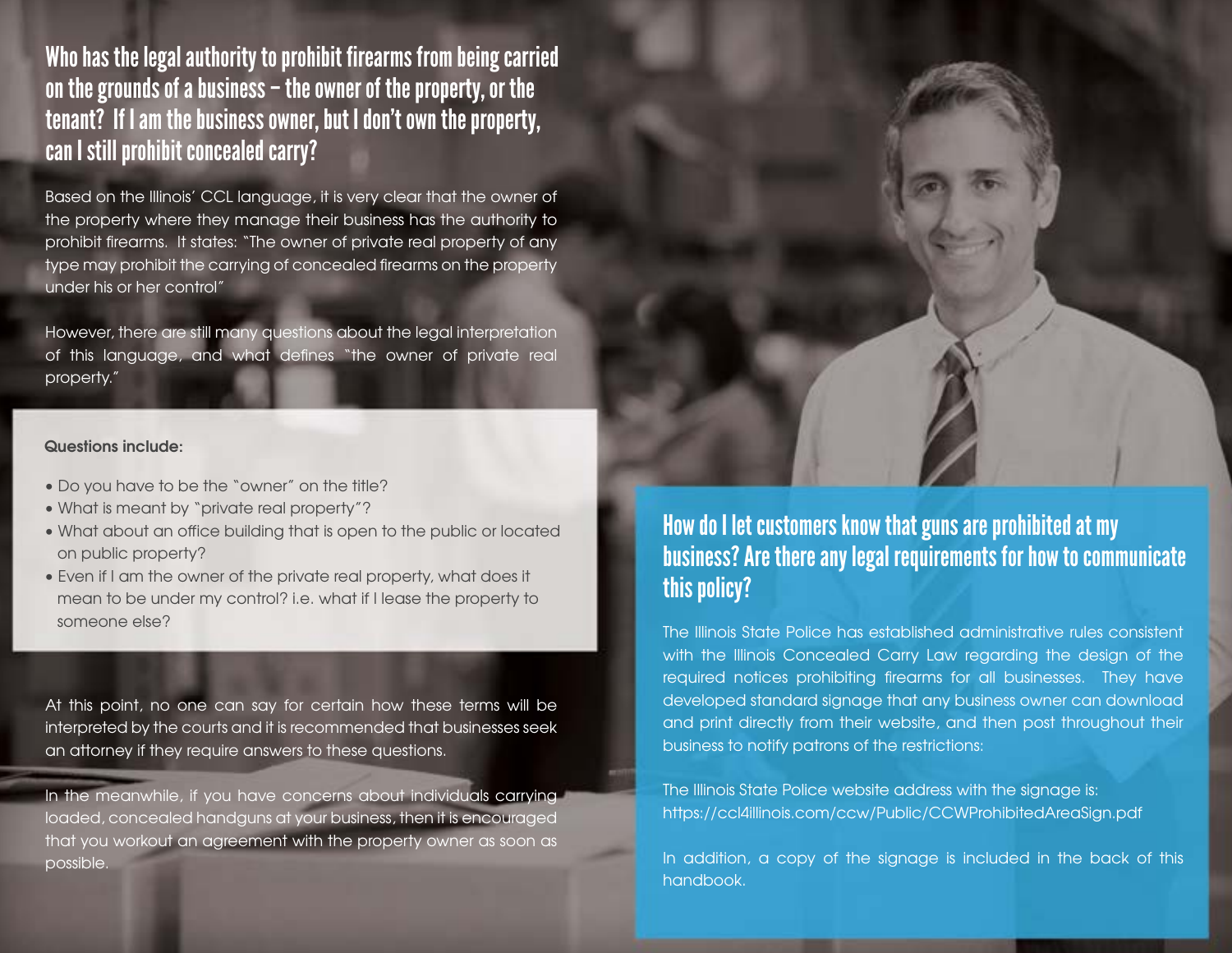## Who has the legal authority to prohibit firearms from being carried on the grounds of a business – the owner of the property, or the tenant? If I am the business owner, but I don't own the property, can I still prohibit concealed carry?

Based on the Illinois' CCL language, it is very clear that the owner of the property where they manage their business has the authority to prohibit firearms. It states: "The owner of private real property of any type may prohibit the carrying of concealed firearms on the property under his or her control"

However, there are still many questions about the legal interpretation of this language, and what defines "the owner of private real property."

**Questions include:**

- Do you have to be the "owner" on the title?
- What is meant by "private real property"?
- What about an office building that is open to the public or located on public property?
- Even if I am the owner of the private real property, what does it mean to be under my control? i.e. what if I lease the property to someone else?

At this point, no one can say for certain how these terms will be interpreted by the courts and it is recommended that businesses seek an attorney if they require answers to these questions.

In the meanwhile, if you have concerns about individuals carrying loaded, concealed handguns at your business, then it is encouraged that you workout an agreement with the property owner as soon as possible.

## How do I let customers know that guns are prohibited at my business? Are there any legal requirements for how to communicate this policy?

The Illinois State Police has established administrative rules consistent with the Illinois Concealed Carry Law regarding the design of the required notices prohibiting firearms for all businesses. They have developed standard signage that any business owner can download and print directly from their website, and then post throughout their business to notify patrons of the restrictions:

The Illinois State Police website address with the signage is:
https://ccl4illinois.com/ccw/Public/CCWProhibitedAreaSign.pdf

In addition, a copy of the signage is included in the back of this handbook.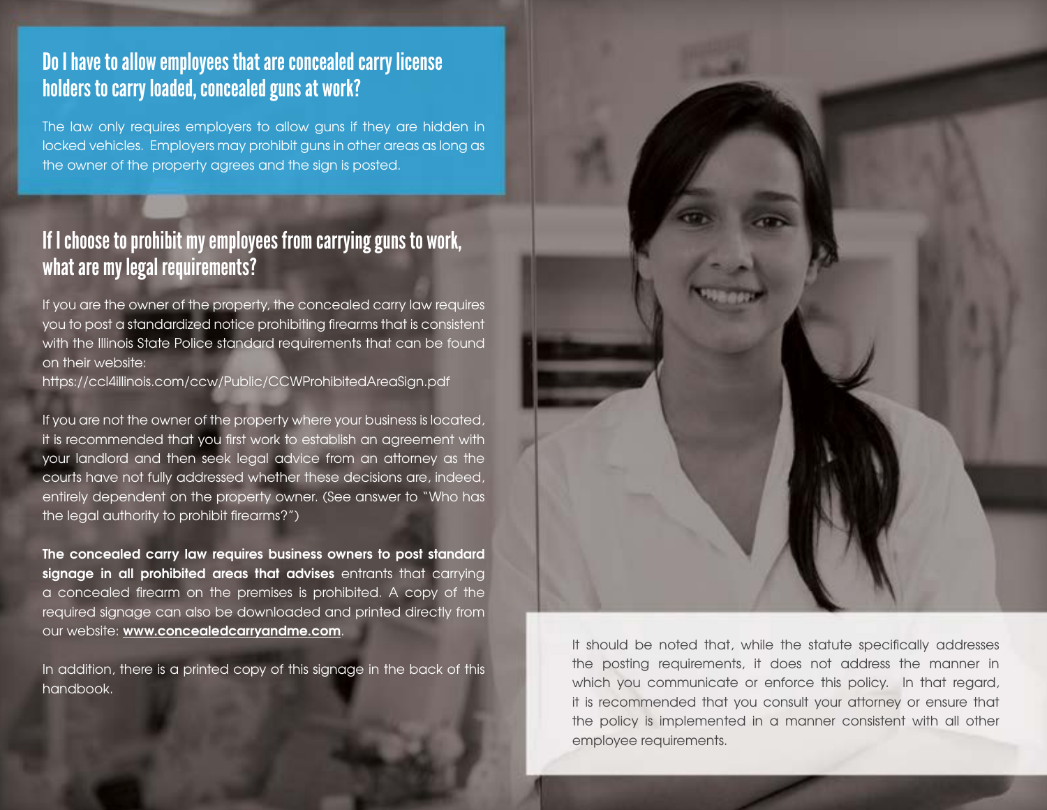## Do I have to allow employees that are concealed carry license holders to carry loaded, concealed guns at work?

The law only requires employers to allow guns if they are hidden in locked vehicles. Employers may prohibit guns in other areas as long as the owner of the property agrees and the sign is posted.

## If I choose to prohibit my employees from carrying guns to work, what are my legal requirements?

If you are the owner of the property, the concealed carry law requires you to post a standardized notice prohibiting firearms that is consistent with the Illinois State Police standard requirements that can be found on their website:
https://ccl4illinois.com/ccw/Public/CCWProhibitedAreaSign.pdf

If you are not the owner of the property where your business is located, it is recommended that you first work to establish an agreement with your landlord and then seek legal advice from an attorney as the courts have not fully addressed whether these decisions are, indeed, entirely dependent on the property owner. (See answer to "Who has the legal authority to prohibit firearms?")

**The concealed carry law requires business owners to post standard signage in all prohibited areas that advises** entrants that carrying a concealed firearm on the premises is prohibited. A copy of the required signage can also be downloaded and printed directly from our website: **www.concealedcarryandme.com**.

In addition, there is a printed copy of this signage in the back of this handbook.

It should be noted that, while the statute specifically addresses the posting requirements, it does not address the manner in which you communicate or enforce this policy. In that regard, it is recommended that you consult your attorney or ensure that the policy is implemented in a manner consistent with all other employee requirements.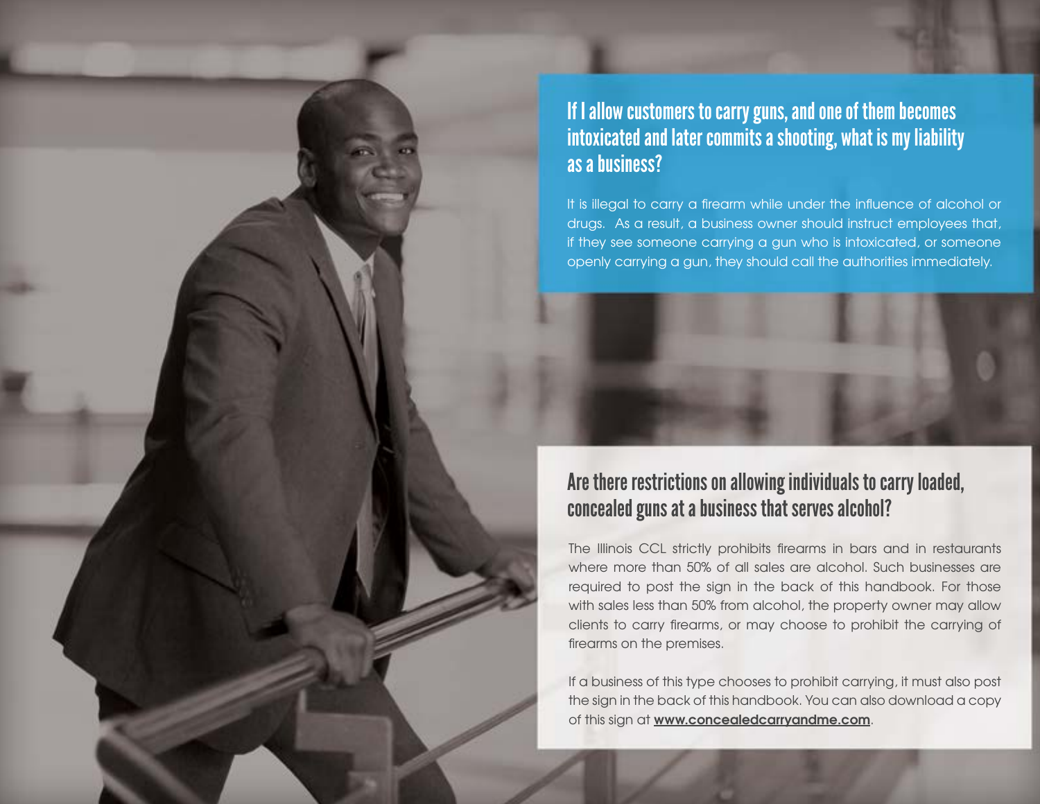## If I allow customers to carry guns, and one of them becomes intoxicated and later commits a shooting, what is my liability as a business?

It is illegal to carry a firearm while under the influence of alcohol or drugs. As a result, a business owner should instruct employees that, if they see someone carrying a gun who is intoxicated, or someone openly carrying a gun, they should call the authorities immediately.

## Are there restrictions on allowing individuals to carry loaded, concealed guns at a business that serves alcohol?

The Illinois CCL strictly prohibits firearms in bars and in restaurants where more than 50% of all sales are alcohol. Such businesses are required to post the sign in the back of this handbook. For those with sales less than 50% from alcohol, the property owner may allow clients to carry firearms, or may choose to prohibit the carrying of firearms on the premises.

If a business of this type chooses to prohibit carrying, it must also post the sign in the back of this handbook. You can also download a copy of this sign at **www.concealedcarryandme.com**.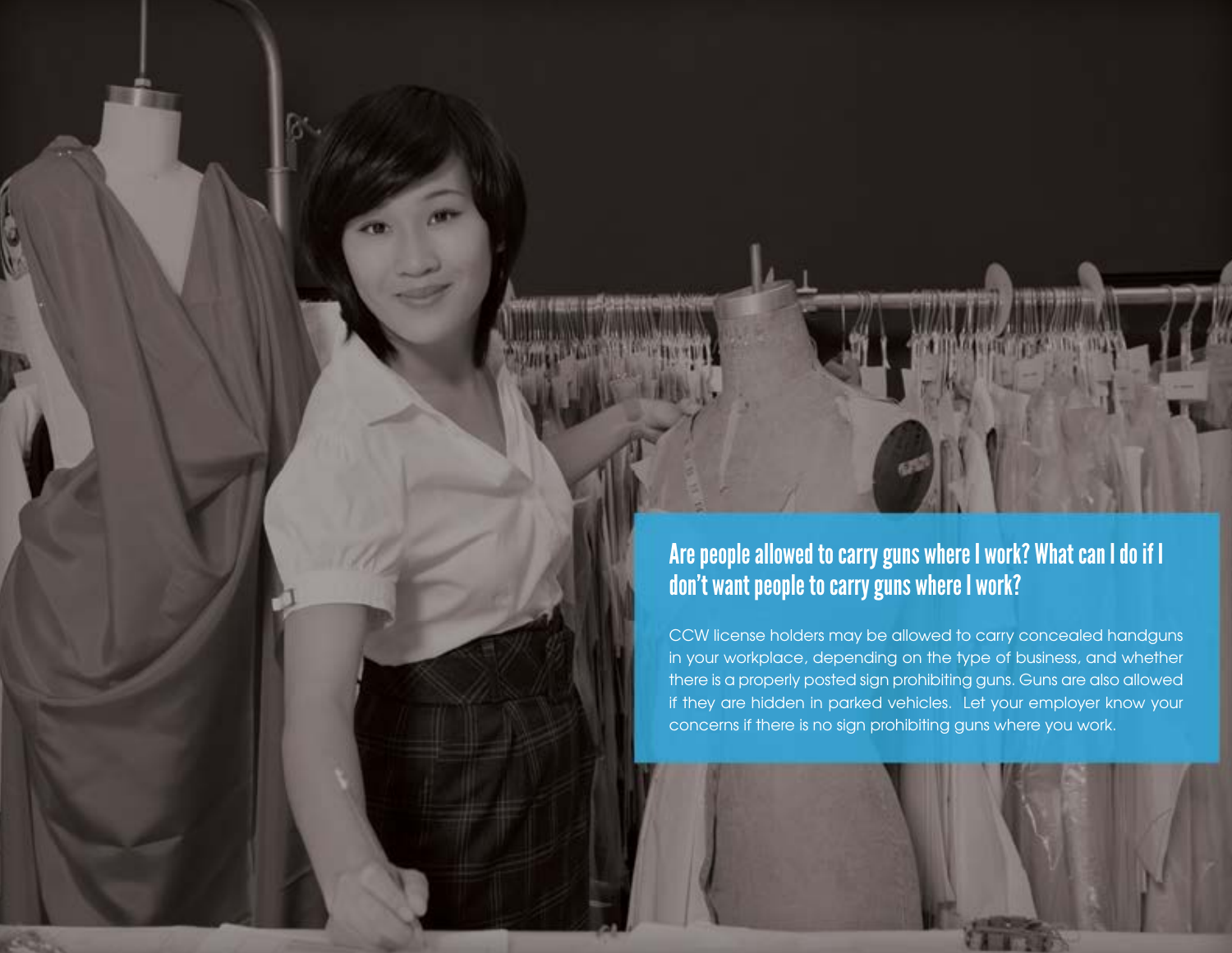## Are people allowed to carry guns where I work? What can I do if I don't want people to carry guns where I work?

CCW license holders may be allowed to carry concealed handguns in your workplace, depending on the type of business, and whether there is a properly posted sign prohibiting guns. Guns are also allowed if they are hidden in parked vehicles. Let your employer know your concerns if there is no sign prohibiting guns where you work.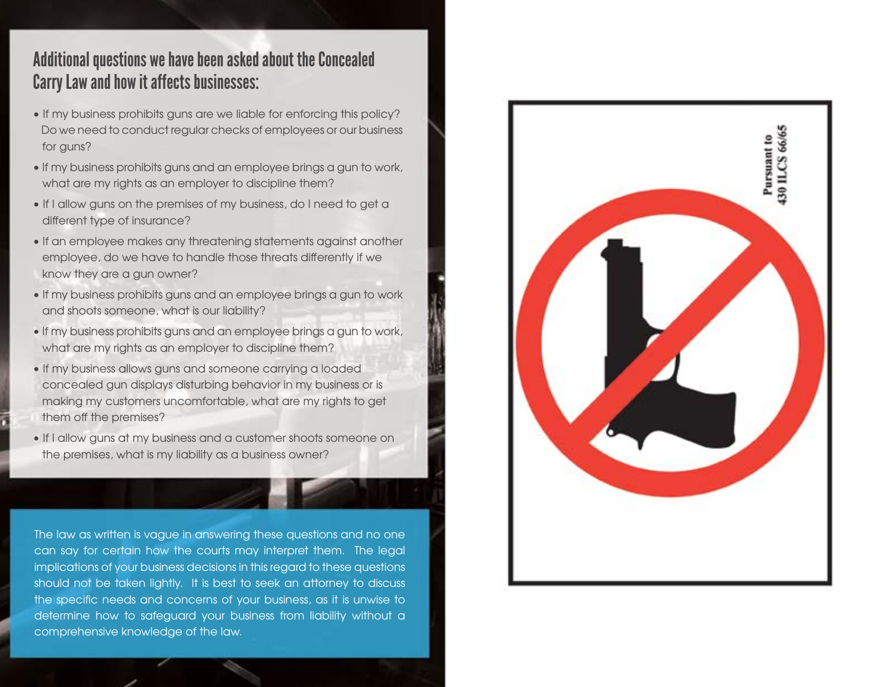## Additional questions we have been asked about the Concealed Carry Law and how it affects businesses:

- If my business prohibits guns are we liable for enforcing this policy? Do we need to conduct regular checks of employees or our business for guns?
- If my business prohibits guns and an employee brings a gun to work, what are my rights as an employer to discipline them?
- If I allow guns on the premises of my business, do I need to get a different type of insurance?
- If an employee makes any threatening statements against another employee, do we have to handle those threats differently if we know they are a gun owner?
- If my business prohibits guns and an employee brings a gun to work and shoots someone, what is our liability?
- If my business prohibits guns and an employee brings a gun to work, what are my rights as an employer to discipline them?
- If my business allows guns and someone carrying a loaded concealed gun displays disturbing behavior in my business or is making my customers uncomfortable, what are my rights to get them off the premises?
- If I allow guns at my business and a customer shoots someone on the premises, what is my liability as a business owner?

The law as written is vague in answering these questions and no one can say for certain how the courts may interpret them. The legal implications of your business decisions in this regard to these questions should not be taken lightly. It is best to seek an attorney to discuss the specific needs and concerns of your business, as it is unwise to determine how to safeguard your business from liability without a comprehensive knowledge of the law.

Pursuant to
430 ILCS 66/65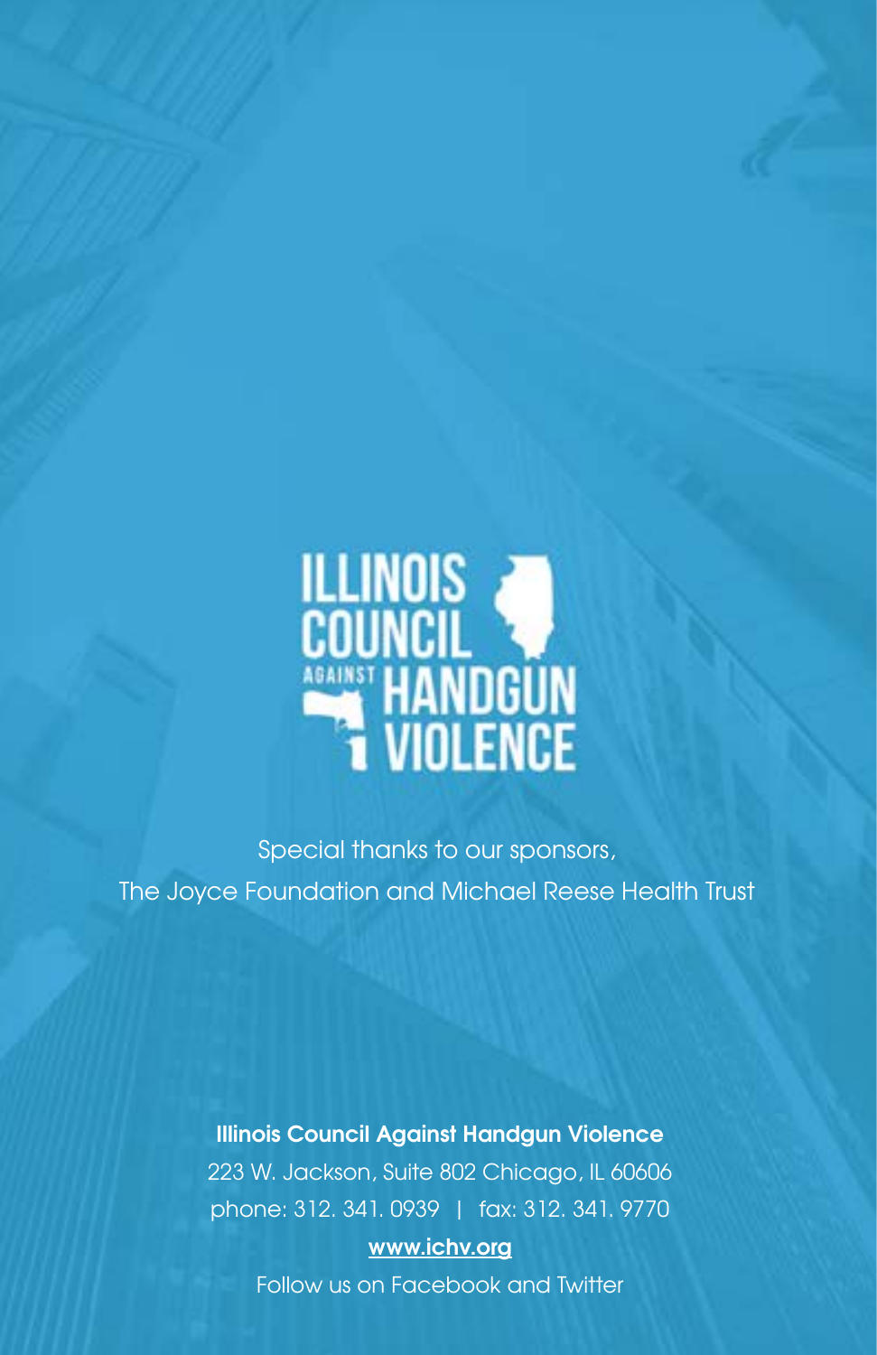ILLINOIS COUNCIL AGAINST HANDGUN VIOLENCE

Special thanks to our sponsors,
The Joyce Foundation and Michael Reese Health Trust

**Illinois Council Against Handgun Violence**
223 W. Jackson, Suite 802 Chicago, IL 60606
phone: 312. 341. 0939 | fax: 312. 341. 9770
www.ichv.org
Follow us on Facebook and Twitter